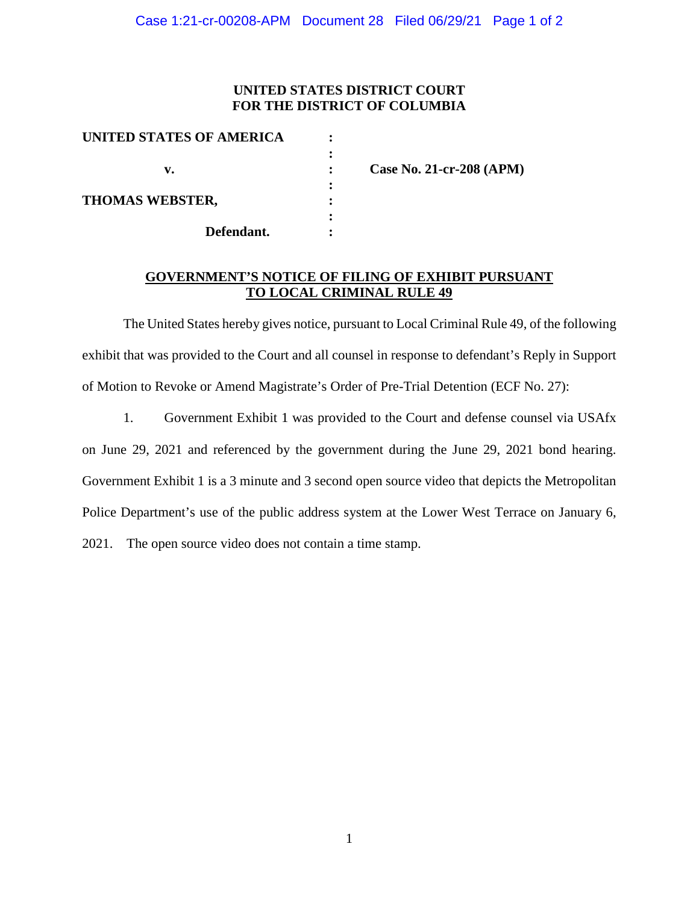**UNITED STATES DISTRICT COURT**
**FOR THE DISTRICT OF COLUMBIA**

| | | |
|---|---|---|
| **UNITED STATES OF AMERICA** | : | |
| | : | |
| **v.** | : | **Case No. 21-cr-208 (APM)** |
| | : | |
| **THOMAS WEBSTER,** | : | |
| | : | |
| **Defendant.** | : | |

**GOVERNMENT'S NOTICE OF FILING OF EXHIBIT PURSUANT TO LOCAL CRIMINAL RULE 49**

The United States hereby gives notice, pursuant to Local Criminal Rule 49, of the following exhibit that was provided to the Court and all counsel in response to defendant's Reply in Support of Motion to Revoke or Amend Magistrate's Order of Pre-Trial Detention (ECF No. 27):

1. Government Exhibit 1 was provided to the Court and defense counsel via USAfx on June 29, 2021 and referenced by the government during the June 29, 2021 bond hearing. Government Exhibit 1 is a 3 minute and 3 second open source video that depicts the Metropolitan Police Department's use of the public address system at the Lower West Terrace on January 6, 2021. The open source video does not contain a time stamp.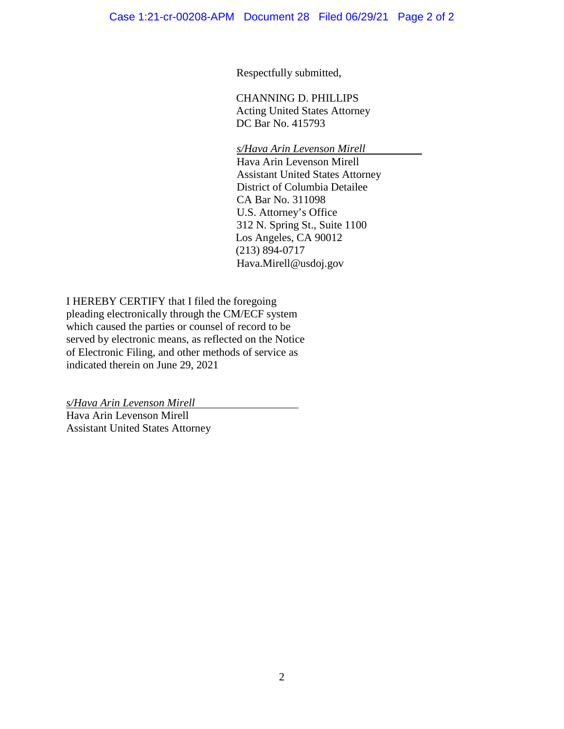Respectfully submitted,

CHANNING D. PHILLIPS
Acting United States Attorney
DC Bar No. 415793

*s/Hava Arin Levenson Mirell*
Hava Arin Levenson Mirell
Assistant United States Attorney
District of Columbia Detailee
CA Bar No. 311098
U.S. Attorney's Office
312 N. Spring St., Suite 1100
Los Angeles, CA 90012
(213) 894-0717
Hava.Mirell@usdoj.gov

I HEREBY CERTIFY that I filed the foregoing pleading electronically through the CM/ECF system which caused the parties or counsel of record to be served by electronic means, as reflected on the Notice of Electronic Filing, and other methods of service as indicated therein on June 29, 2021

*s/Hava Arin Levenson Mirell*
Hava Arin Levenson Mirell
Assistant United States Attorney